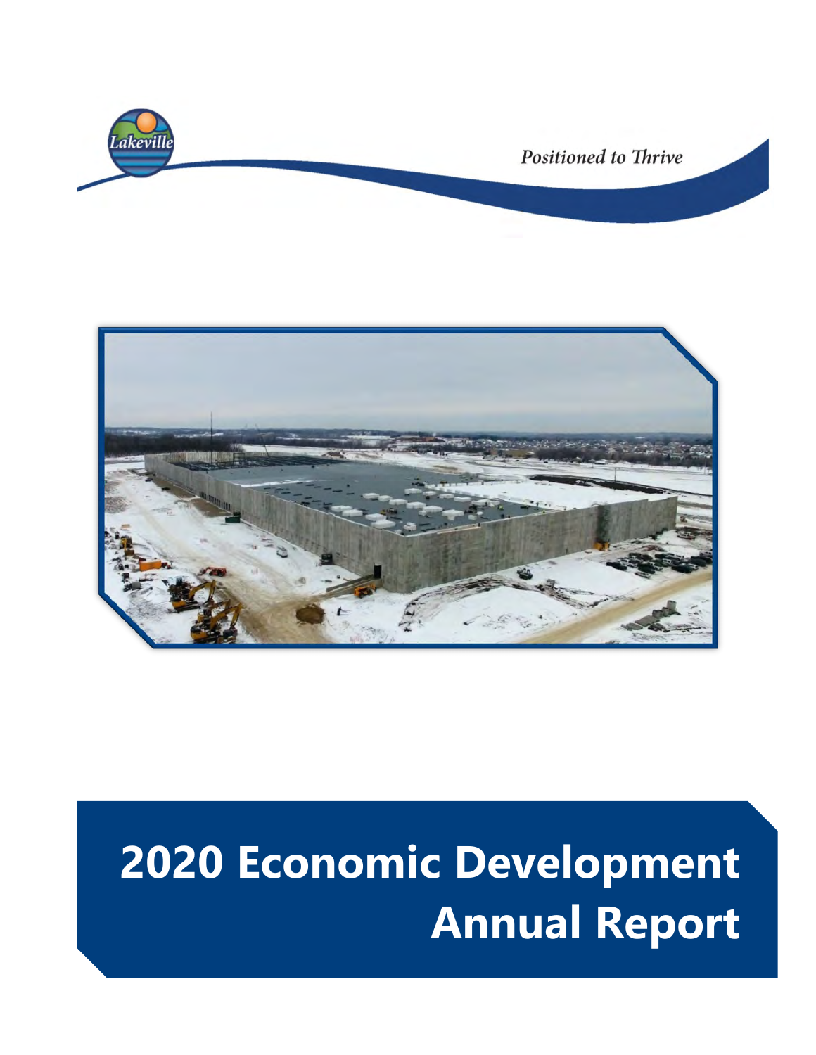Lakeville

*Positioned to Thrive*

# 2020 Economic Development Annual Report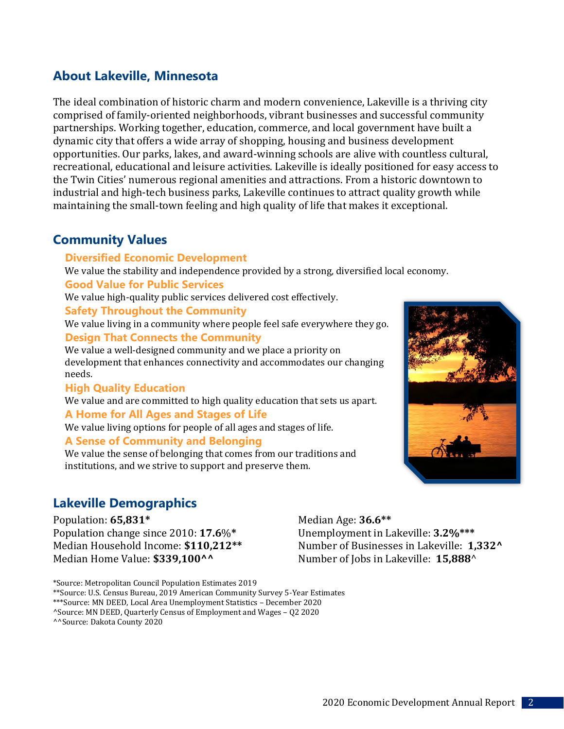## About Lakeville, Minnesota

The ideal combination of historic charm and modern convenience, Lakeville is a thriving city comprised of family-oriented neighborhoods, vibrant businesses and successful community partnerships. Working together, education, commerce, and local government have built a dynamic city that offers a wide array of shopping, housing and business development opportunities. Our parks, lakes, and award-winning schools are alive with countless cultural, recreational, educational and leisure activities. Lakeville is ideally positioned for easy access to the Twin Cities' numerous regional amenities and attractions. From a historic downtown to industrial and high-tech business parks, Lakeville continues to attract quality growth while maintaining the small-town feeling and high quality of life that makes it exceptional.

## Community Values

### Diversified Economic Development

We value the stability and independence provided by a strong, diversified local economy.

### Good Value for Public Services

We value high-quality public services delivered cost effectively.

### Safety Throughout the Community

We value living in a community where people feel safe everywhere they go.

### Design That Connects the Community

We value a well-designed community and we place a priority on development that enhances connectivity and accommodates our changing needs.

### High Quality Education

We value and are committed to high quality education that sets us apart.

### A Home for All Ages and Stages of Life

We value living options for people of all ages and stages of life.

### A Sense of Community and Belonging

We value the sense of belonging that comes from our traditions and institutions, and we strive to support and preserve them.

## Lakeville Demographics

Population: **65,831***
Population change since 2010: **17.6%***
Median Household Income: **$110,212****
Median Home Value: **$339,100^^**

Median Age: **36.6****
Unemployment in Lakeville: **3.2%*****
Number of Businesses in Lakeville: **1,332^**
Number of Jobs in Lakeville: **15,888**^

*Source: Metropolitan Council Population Estimates 2019
**Source: U.S. Census Bureau, 2019 American Community Survey 5-Year Estimates
***Source: MN DEED, Local Area Unemployment Statistics – December 2020
^Source: MN DEED, Quarterly Census of Employment and Wages – Q2 2020
^^Source: Dakota County 2020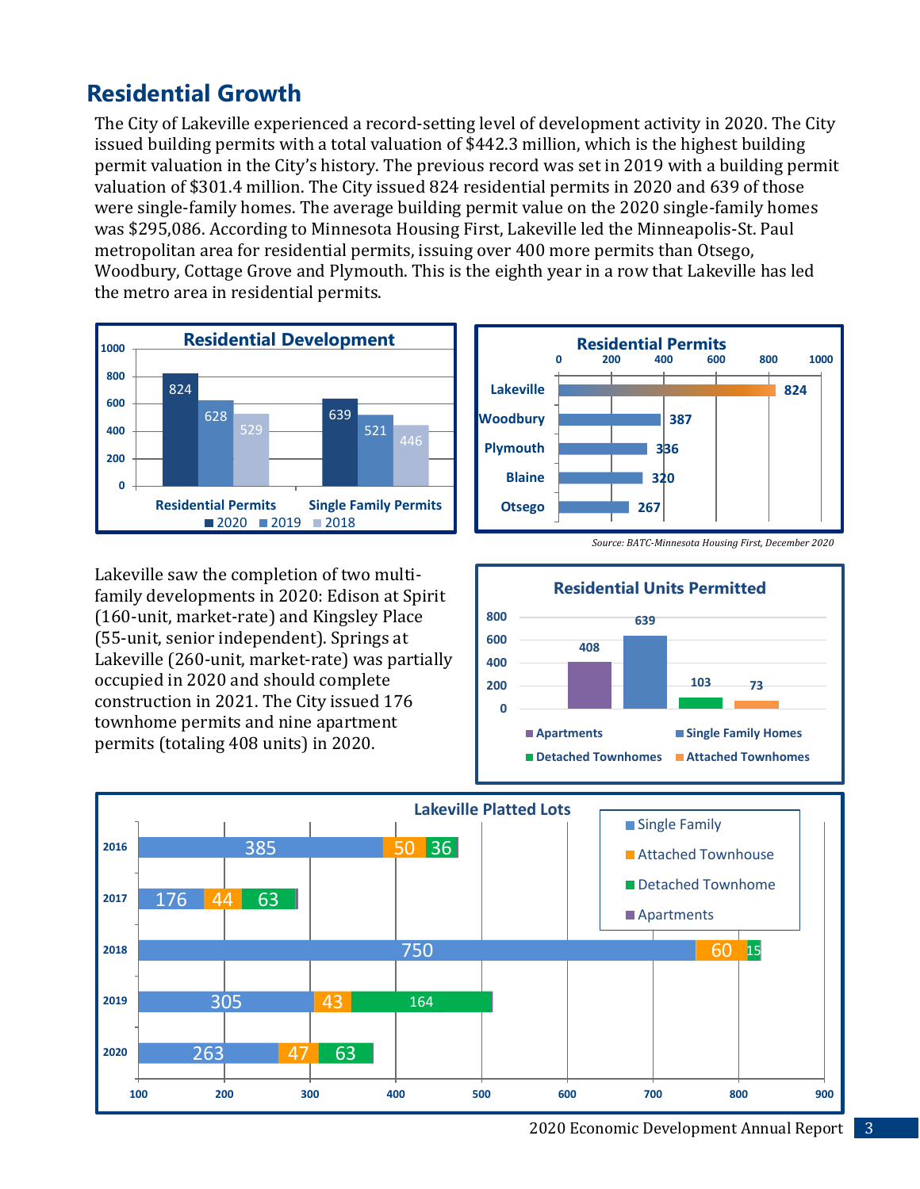## Residential Growth

The City of Lakeville experienced a record-setting level of development activity in 2020. The City issued building permits with a total valuation of $442.3 million, which is the highest building permit valuation in the City's history. The previous record was set in 2019 with a building permit valuation of $301.4 million. The City issued 824 residential permits in 2020 and 639 of those were single-family homes. The average building permit value on the 2020 single-family homes was $295,086. According to Minnesota Housing First, Lakeville led the Minneapolis-St. Paul metropolitan area for residential permits, issuing over 400 more permits than Otsego, Woodbury, Cottage Grove and Plymouth. This is the eighth year in a row that Lakeville has led the metro area in residential permits.

**Residential Development**

| | 2020 | 2019 | 2018 |
|---|---|---|---|
| Residential Permits | 824 | 628 | 529 |
| Single Family Permits | 639 | 521 | 446 |

**Residential Permits**

| City | Permits |
|---|---|
| Lakeville | 824 |
| Woodbury | 387 |
| Plymouth | 336 |
| Blaine | 320 |
| Otsego | 267 |

*Source: BATC-Minnesota Housing First, December 2020*

Lakeville saw the completion of two multi-family developments in 2020: Edison at Spirit (160-unit, market-rate) and Kingsley Place (55-unit, senior independent). Springs at Lakeville (260-unit, market-rate) was partially occupied in 2020 and should complete construction in 2021. The City issued 176 townhome permits and nine apartment permits (totaling 408 units) in 2020.

**Residential Units Permitted**

| Type | Units |
|---|---|
| Apartments | 408 |
| Single Family Homes | 639 |
| Detached Townhomes | 103 |
| Attached Townhomes | 73 |

**Lakeville Platted Lots**

| Year | Single Family | Attached Townhouse | Detached Townhome |
|---|---|---|---|
| 2016 | 385 | 50 | 36 |
| 2017 | 176 | 44 | 63 |
| 2018 | 750 | 60 | 15 |
| 2019 | 305 | 43 | 164 |
| 2020 | 263 | 47 | 63 |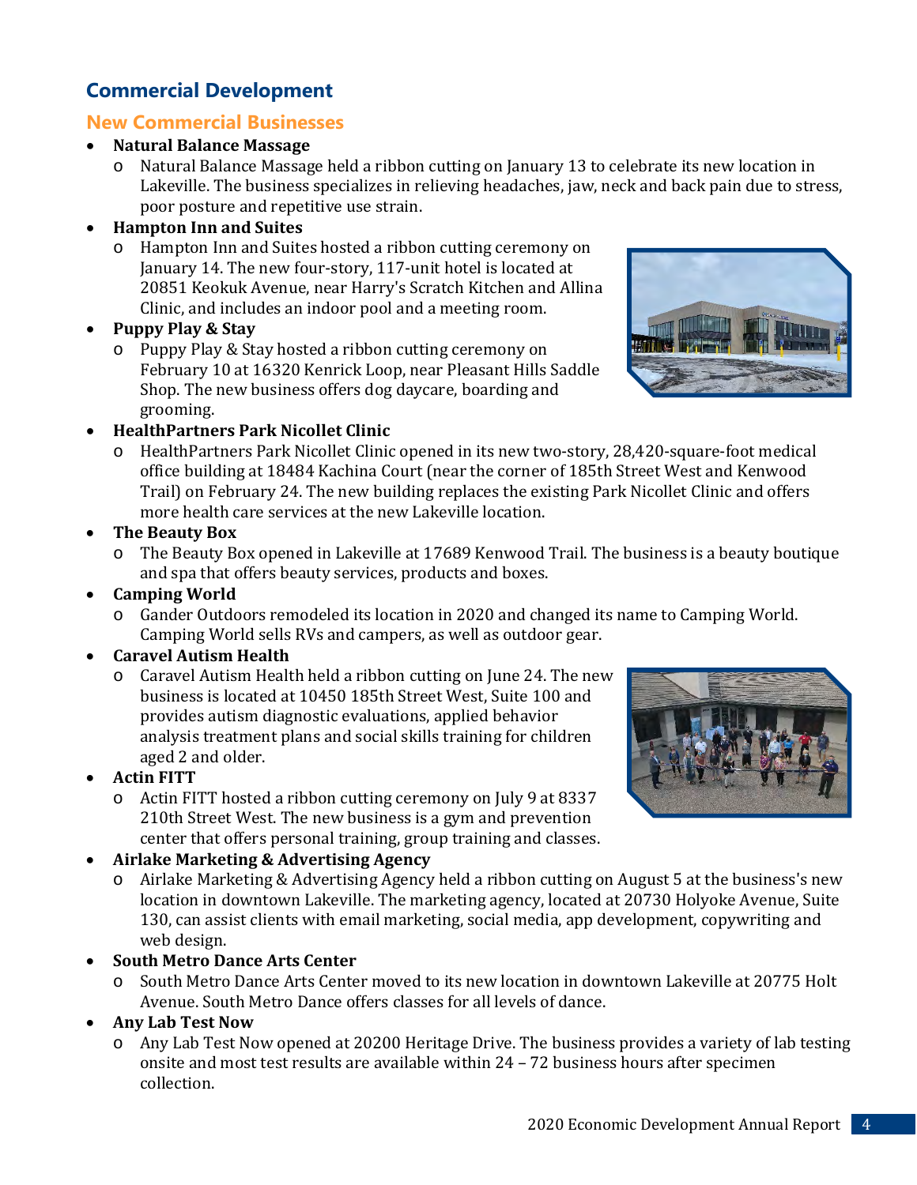## Commercial Development

### New Commercial Businesses

- **Natural Balance Massage**
  - Natural Balance Massage held a ribbon cutting on January 13 to celebrate its new location in Lakeville. The business specializes in relieving headaches, jaw, neck and back pain due to stress, poor posture and repetitive use strain.
- **Hampton Inn and Suites**
  - Hampton Inn and Suites hosted a ribbon cutting ceremony on January 14. The new four-story, 117-unit hotel is located at 20851 Keokuk Avenue, near Harry's Scratch Kitchen and Allina Clinic, and includes an indoor pool and a meeting room.
- **Puppy Play & Stay**
  - Puppy Play & Stay hosted a ribbon cutting ceremony on February 10 at 16320 Kenrick Loop, near Pleasant Hills Saddle Shop. The new business offers dog daycare, boarding and grooming.
- **HealthPartners Park Nicollet Clinic**
  - HealthPartners Park Nicollet Clinic opened in its new two-story, 28,420-square-foot medical office building at 18484 Kachina Court (near the corner of 185th Street West and Kenwood Trail) on February 24. The new building replaces the existing Park Nicollet Clinic and offers more health care services at the new Lakeville location.
- **The Beauty Box**
  - The Beauty Box opened in Lakeville at 17689 Kenwood Trail. The business is a beauty boutique and spa that offers beauty services, products and boxes.
- **Camping World**
  - Gander Outdoors remodeled its location in 2020 and changed its name to Camping World. Camping World sells RVs and campers, as well as outdoor gear.
- **Caravel Autism Health**
  - Caravel Autism Health held a ribbon cutting on June 24. The new business is located at 10450 185th Street West, Suite 100 and provides autism diagnostic evaluations, applied behavior analysis treatment plans and social skills training for children aged 2 and older.
- **Actin FITT**
  - Actin FITT hosted a ribbon cutting ceremony on July 9 at 8337 210th Street West. The new business is a gym and prevention center that offers personal training, group training and classes.
- **Airlake Marketing & Advertising Agency**
  - Airlake Marketing & Advertising Agency held a ribbon cutting on August 5 at the business's new location in downtown Lakeville. The marketing agency, located at 20730 Holyoke Avenue, Suite 130, can assist clients with email marketing, social media, app development, copywriting and web design.
- **South Metro Dance Arts Center**
  - South Metro Dance Arts Center moved to its new location in downtown Lakeville at 20775 Holt Avenue. South Metro Dance offers classes for all levels of dance.
- **Any Lab Test Now**
  - Any Lab Test Now opened at 20200 Heritage Drive. The business provides a variety of lab testing onsite and most test results are available within 24 – 72 business hours after specimen collection.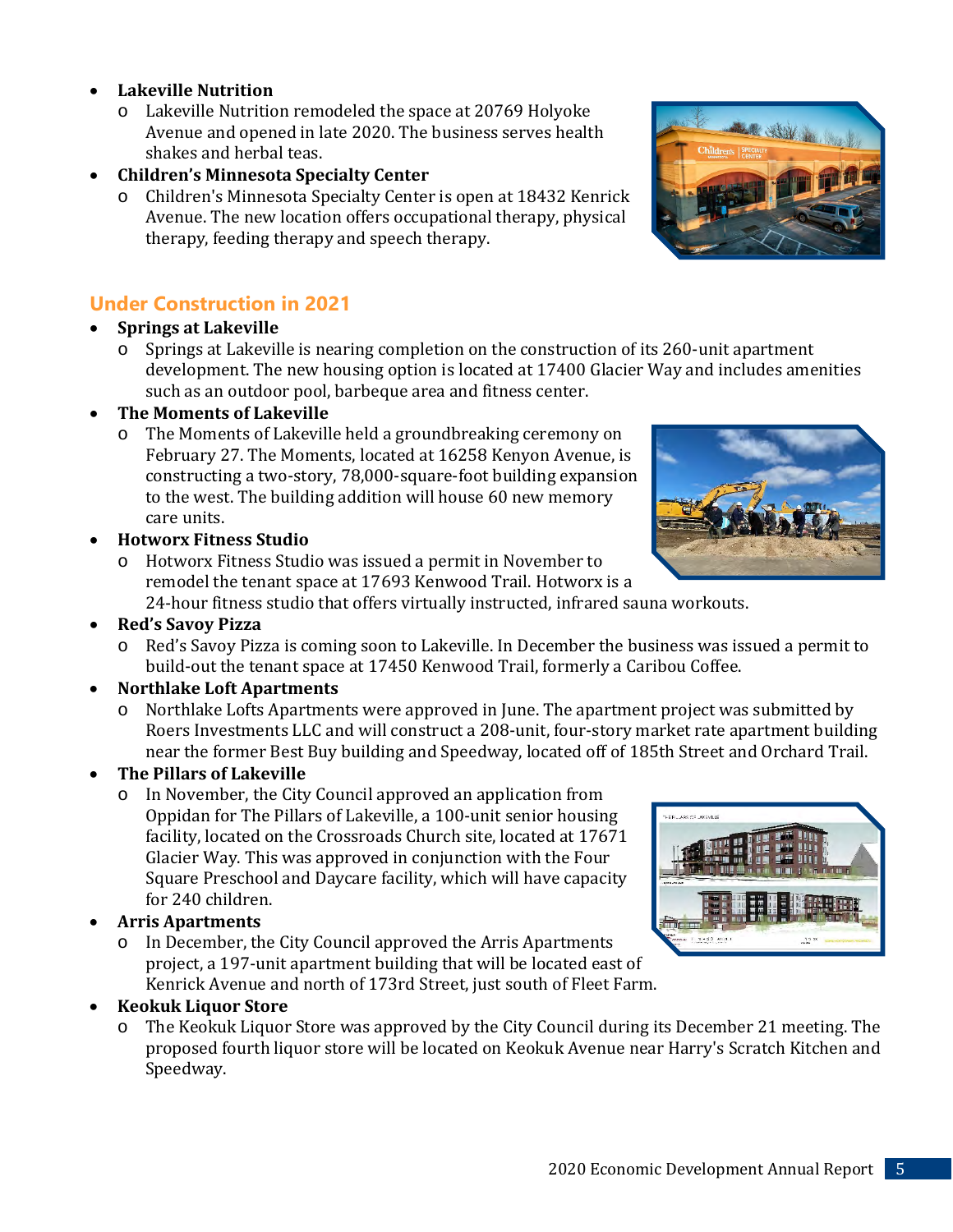- **Lakeville Nutrition**
  - Lakeville Nutrition remodeled the space at 20769 Holyoke Avenue and opened in late 2020. The business serves health shakes and herbal teas.
- **Children's Minnesota Specialty Center**
  - Children's Minnesota Specialty Center is open at 18432 Kenrick Avenue. The new location offers occupational therapy, physical therapy, feeding therapy and speech therapy.

## Under Construction in 2021

- **Springs at Lakeville**
  - Springs at Lakeville is nearing completion on the construction of its 260-unit apartment development. The new housing option is located at 17400 Glacier Way and includes amenities such as an outdoor pool, barbeque area and fitness center.
- **The Moments of Lakeville**
  - The Moments of Lakeville held a groundbreaking ceremony on February 27. The Moments, located at 16258 Kenyon Avenue, is constructing a two-story, 78,000-square-foot building expansion to the west. The building addition will house 60 new memory care units.
- **Hotworx Fitness Studio**
  - Hotworx Fitness Studio was issued a permit in November to remodel the tenant space at 17693 Kenwood Trail. Hotworx is a 24-hour fitness studio that offers virtually instructed, infrared sauna workouts.
- **Red's Savoy Pizza**
  - Red's Savoy Pizza is coming soon to Lakeville. In December the business was issued a permit to build-out the tenant space at 17450 Kenwood Trail, formerly a Caribou Coffee.
- **Northlake Loft Apartments**
  - Northlake Lofts Apartments were approved in June. The apartment project was submitted by Roers Investments LLC and will construct a 208-unit, four-story market rate apartment building near the former Best Buy building and Speedway, located off of 185th Street and Orchard Trail.
- **The Pillars of Lakeville**
  - In November, the City Council approved an application from Oppidan for The Pillars of Lakeville, a 100-unit senior housing facility, located on the Crossroads Church site, located at 17671 Glacier Way. This was approved in conjunction with the Four Square Preschool and Daycare facility, which will have capacity for 240 children.
- **Arris Apartments**
  - In December, the City Council approved the Arris Apartments project, a 197-unit apartment building that will be located east of Kenrick Avenue and north of 173rd Street, just south of Fleet Farm.
- **Keokuk Liquor Store**
  - The Keokuk Liquor Store was approved by the City Council during its December 21 meeting. The proposed fourth liquor store will be located on Keokuk Avenue near Harry's Scratch Kitchen and Speedway.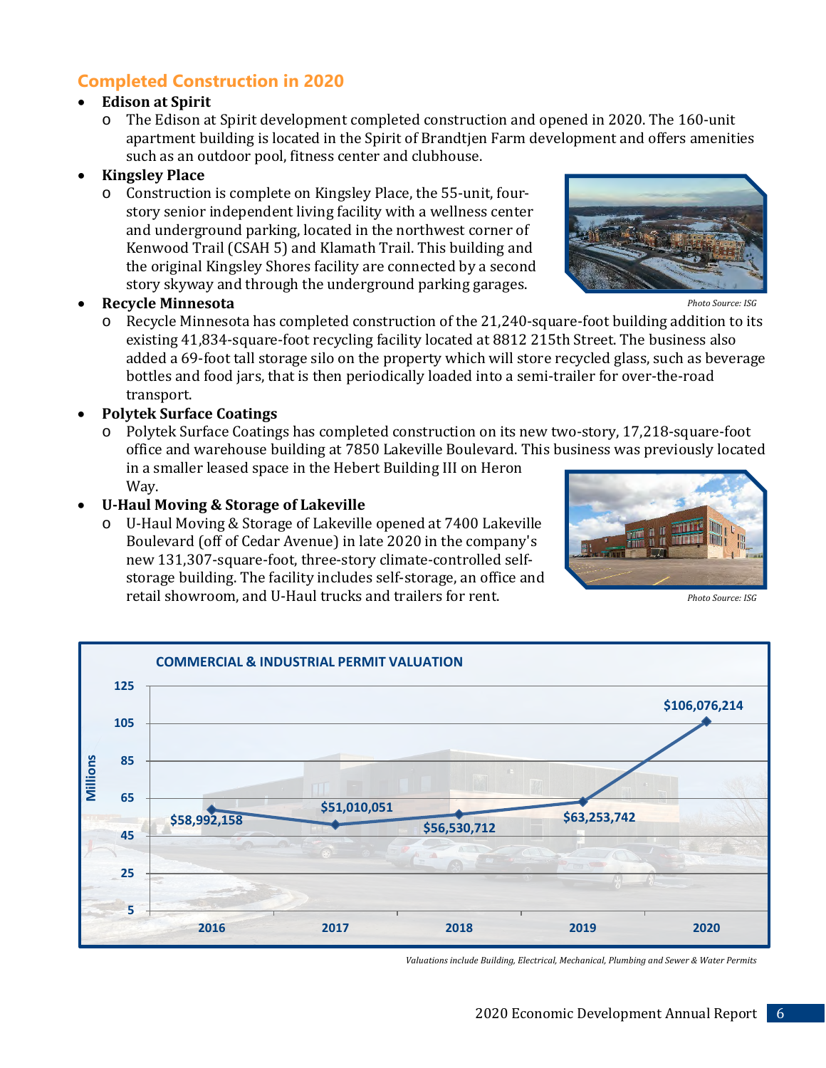## Completed Construction in 2020

- **Edison at Spirit**
  - The Edison at Spirit development completed construction and opened in 2020. The 160-unit apartment building is located in the Spirit of Brandtjen Farm development and offers amenities such as an outdoor pool, fitness center and clubhouse.
- **Kingsley Place**
  - Construction is complete on Kingsley Place, the 55-unit, four-story senior independent living facility with a wellness center and underground parking, located in the northwest corner of Kenwood Trail (CSAH 5) and Klamath Trail. This building and the original Kingsley Shores facility are connected by a second story skyway and through the underground parking garages.

*Photo Source: ISG*

- **Recycle Minnesota**
  - Recycle Minnesota has completed construction of the 21,240-square-foot building addition to its existing 41,834-square-foot recycling facility located at 8812 215th Street. The business also added a 69-foot tall storage silo on the property which will store recycled glass, such as beverage bottles and food jars, that is then periodically loaded into a semi-trailer for over-the-road transport.
- **Polytek Surface Coatings**
  - Polytek Surface Coatings has completed construction on its new two-story, 17,218-square-foot office and warehouse building at 7850 Lakeville Boulevard. This business was previously located in a smaller leased space in the Hebert Building III on Heron Way.
- **U-Haul Moving & Storage of Lakeville**
  - U-Haul Moving & Storage of Lakeville opened at 7400 Lakeville Boulevard (off of Cedar Avenue) in late 2020 in the company's new 131,307-square-foot, three-story climate-controlled self-storage building. The facility includes self-storage, an office and retail showroom, and U-Haul trucks and trailers for rent.

*Photo Source: ISG*

**COMMERCIAL & INDUSTRIAL PERMIT VALUATION**

| Year | Valuation |
|---|---|
| 2016 | $58,992,158 |
| 2017 | $51,010,051 |
| 2018 | $56,530,712 |
| 2019 | $63,253,742 |
| 2020 | $106,076,214 |

*Valuations include Building, Electrical, Mechanical, Plumbing and Sewer & Water Permits*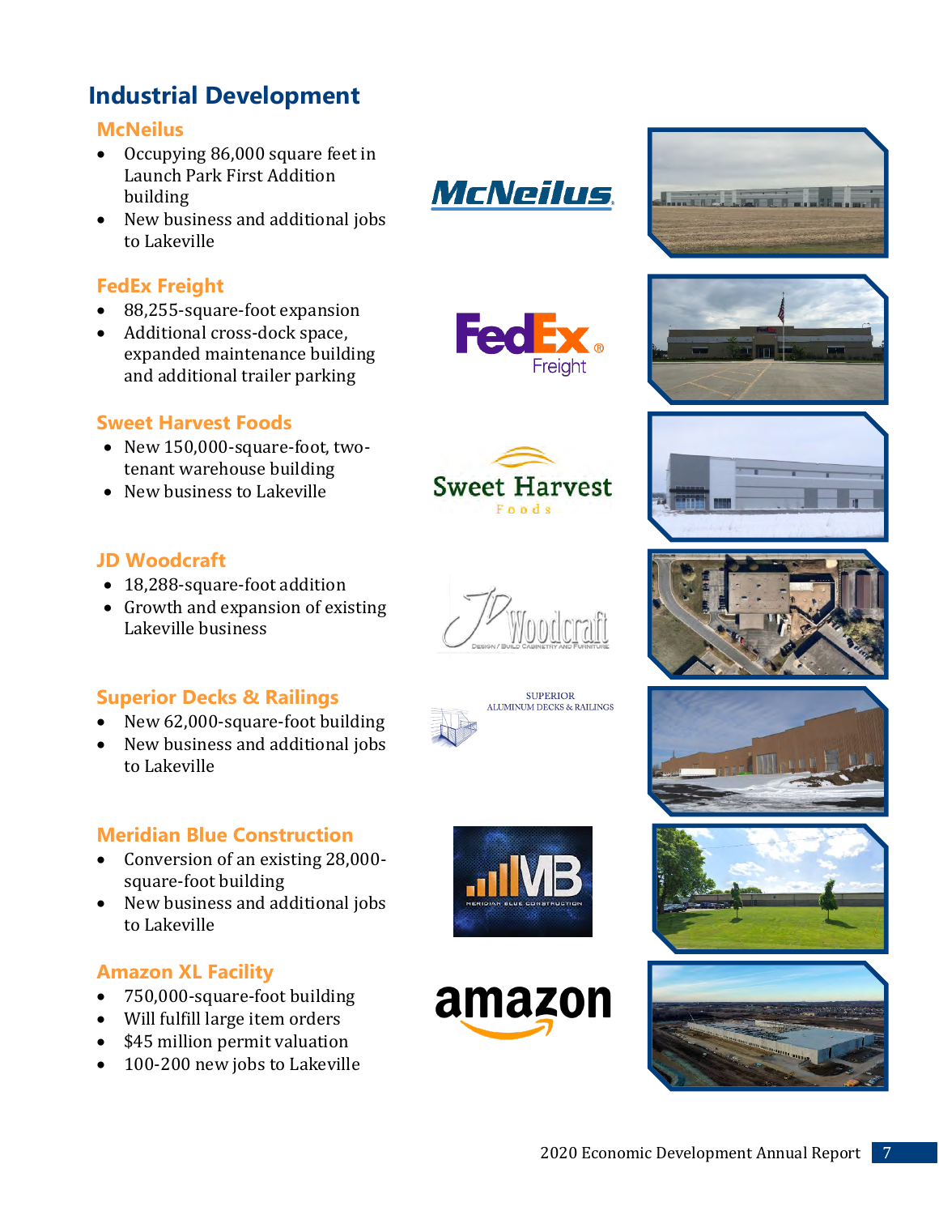# Industrial Development

## McNeilus

- Occupying 86,000 square feet in Launch Park First Addition building
- New business and additional jobs to Lakeville

## FedEx Freight

- 88,255-square-foot expansion
- Additional cross-dock space, expanded maintenance building and additional trailer parking

## Sweet Harvest Foods

- New 150,000-square-foot, two-tenant warehouse building
- New business to Lakeville

## JD Woodcraft

- 18,288-square-foot addition
- Growth and expansion of existing Lakeville business

## Superior Decks & Railings

- New 62,000-square-foot building
- New business and additional jobs to Lakeville

## Meridian Blue Construction

- Conversion of an existing 28,000-square-foot building
- New business and additional jobs to Lakeville

## Amazon XL Facility

- 750,000-square-foot building
- Will fulfill large item orders
- $45 million permit valuation
- 100-200 new jobs to Lakeville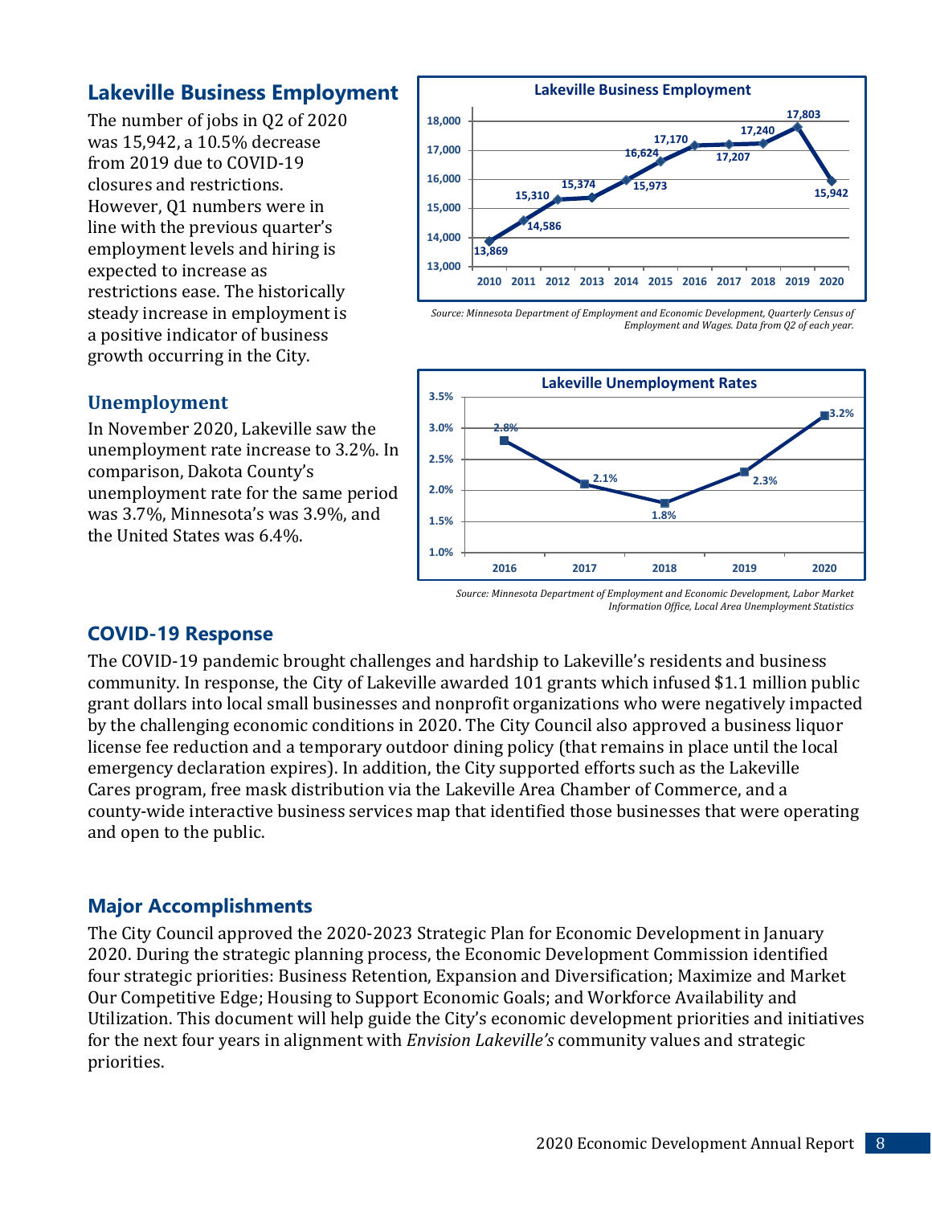## Lakeville Business Employment

The number of jobs in Q2 of 2020 was 15,942, a 10.5% decrease from 2019 due to COVID-19 closures and restrictions. However, Q1 numbers were in line with the previous quarter's employment levels and hiring is expected to increase as restrictions ease. The historically steady increase in employment is a positive indicator of business growth occurring in the City.

**Lakeville Business Employment**

| Year | Jobs |
|---|---|
| 2010 | 13,869 |
| 2011 | 14,586 |
| 2012 | 15,310 |
| 2013 | 15,374 |
| 2014 | 15,973 |
| 2015 | 16,624 |
| 2016 | 17,170 |
| 2017 | 17,207 |
| 2018 | 17,240 |
| 2019 | 17,803 |
| 2020 | 15,942 |

*Source: Minnesota Department of Employment and Economic Development, Quarterly Census of Employment and Wages. Data from Q2 of each year.*

### Unemployment

In November 2020, Lakeville saw the unemployment rate increase to 3.2%. In comparison, Dakota County's unemployment rate for the same period was 3.7%, Minnesota's was 3.9%, and the United States was 6.4%.

**Lakeville Unemployment Rates**

| Year | Rate |
|---|---|
| 2016 | 2.8% |
| 2017 | 2.1% |
| 2018 | 1.8% |
| 2019 | 2.3% |
| 2020 | 3.2% |

*Source: Minnesota Department of Employment and Economic Development, Labor Market Information Office, Local Area Unemployment Statistics*

## COVID-19 Response

The COVID-19 pandemic brought challenges and hardship to Lakeville's residents and business community. In response, the City of Lakeville awarded 101 grants which infused $1.1 million public grant dollars into local small businesses and nonprofit organizations who were negatively impacted by the challenging economic conditions in 2020. The City Council also approved a business liquor license fee reduction and a temporary outdoor dining policy (that remains in place until the local emergency declaration expires). In addition, the City supported efforts such as the Lakeville Cares program, free mask distribution via the Lakeville Area Chamber of Commerce, and a county-wide interactive business services map that identified those businesses that were operating and open to the public.

## Major Accomplishments

The City Council approved the 2020-2023 Strategic Plan for Economic Development in January 2020. During the strategic planning process, the Economic Development Commission identified four strategic priorities: Business Retention, Expansion and Diversification; Maximize and Market Our Competitive Edge; Housing to Support Economic Goals; and Workforce Availability and Utilization. This document will help guide the City's economic development priorities and initiatives for the next four years in alignment with *Envision Lakeville's* community values and strategic priorities.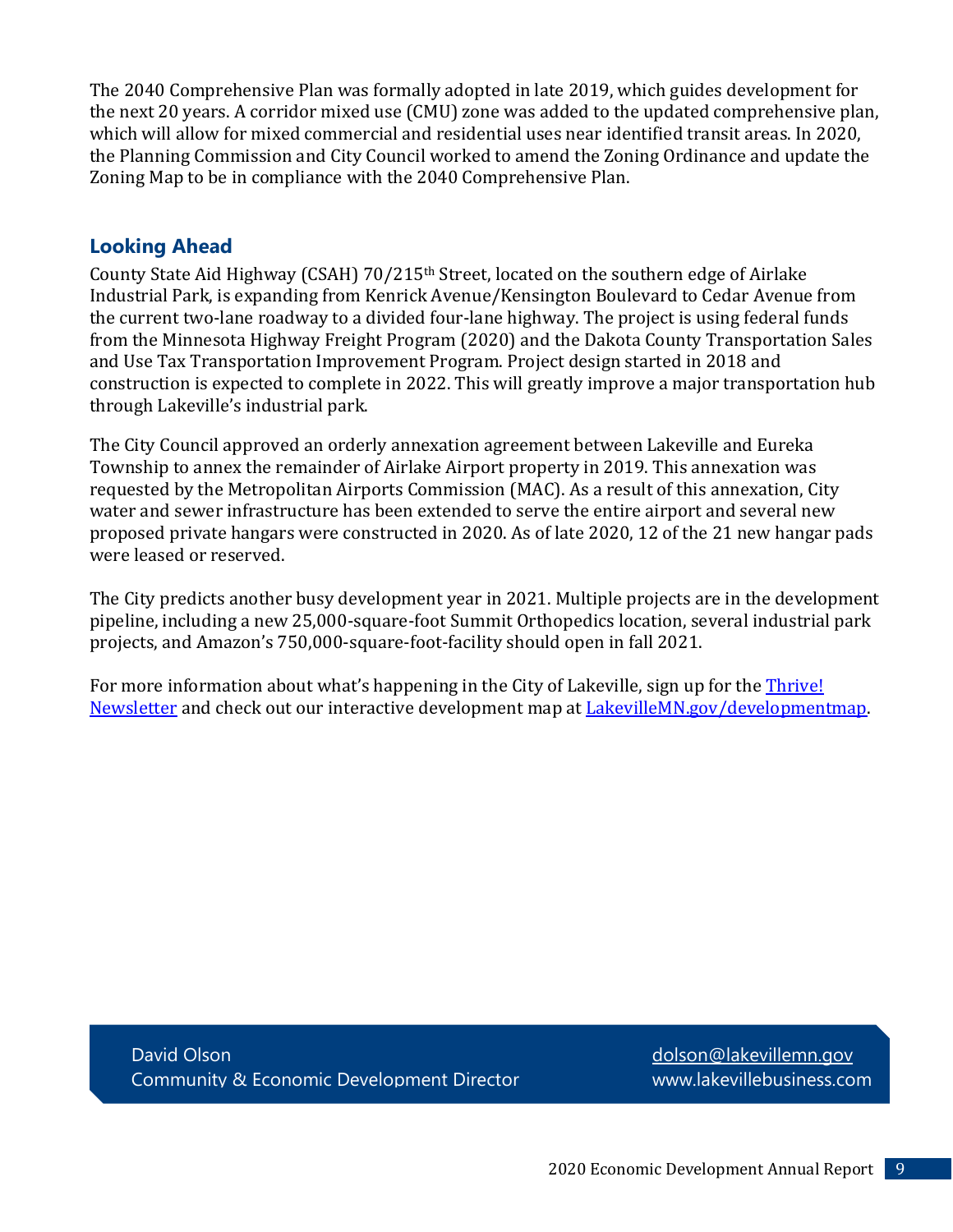The 2040 Comprehensive Plan was formally adopted in late 2019, which guides development for the next 20 years. A corridor mixed use (CMU) zone was added to the updated comprehensive plan, which will allow for mixed commercial and residential uses near identified transit areas. In 2020, the Planning Commission and City Council worked to amend the Zoning Ordinance and update the Zoning Map to be in compliance with the 2040 Comprehensive Plan.

## Looking Ahead

County State Aid Highway (CSAH) 70/215th Street, located on the southern edge of Airlake Industrial Park, is expanding from Kenrick Avenue/Kensington Boulevard to Cedar Avenue from the current two-lane roadway to a divided four-lane highway. The project is using federal funds from the Minnesota Highway Freight Program (2020) and the Dakota County Transportation Sales and Use Tax Transportation Improvement Program. Project design started in 2018 and construction is expected to complete in 2022. This will greatly improve a major transportation hub through Lakeville's industrial park.

The City Council approved an orderly annexation agreement between Lakeville and Eureka Township to annex the remainder of Airlake Airport property in 2019. This annexation was requested by the Metropolitan Airports Commission (MAC). As a result of this annexation, City water and sewer infrastructure has been extended to serve the entire airport and several new proposed private hangars were constructed in 2020. As of late 2020, 12 of the 21 new hangar pads were leased or reserved.

The City predicts another busy development year in 2021. Multiple projects are in the development pipeline, including a new 25,000-square-foot Summit Orthopedics location, several industrial park projects, and Amazon's 750,000-square-foot-facility should open in fall 2021.

For more information about what's happening in the City of Lakeville, sign up for the [Thrive! Newsletter]() and check out our interactive development map at [LakevilleMN.gov/developmentmap]().

David Olson
Community & Economic Development Director

dolson@lakevillemn.gov
www.lakevillebusiness.com